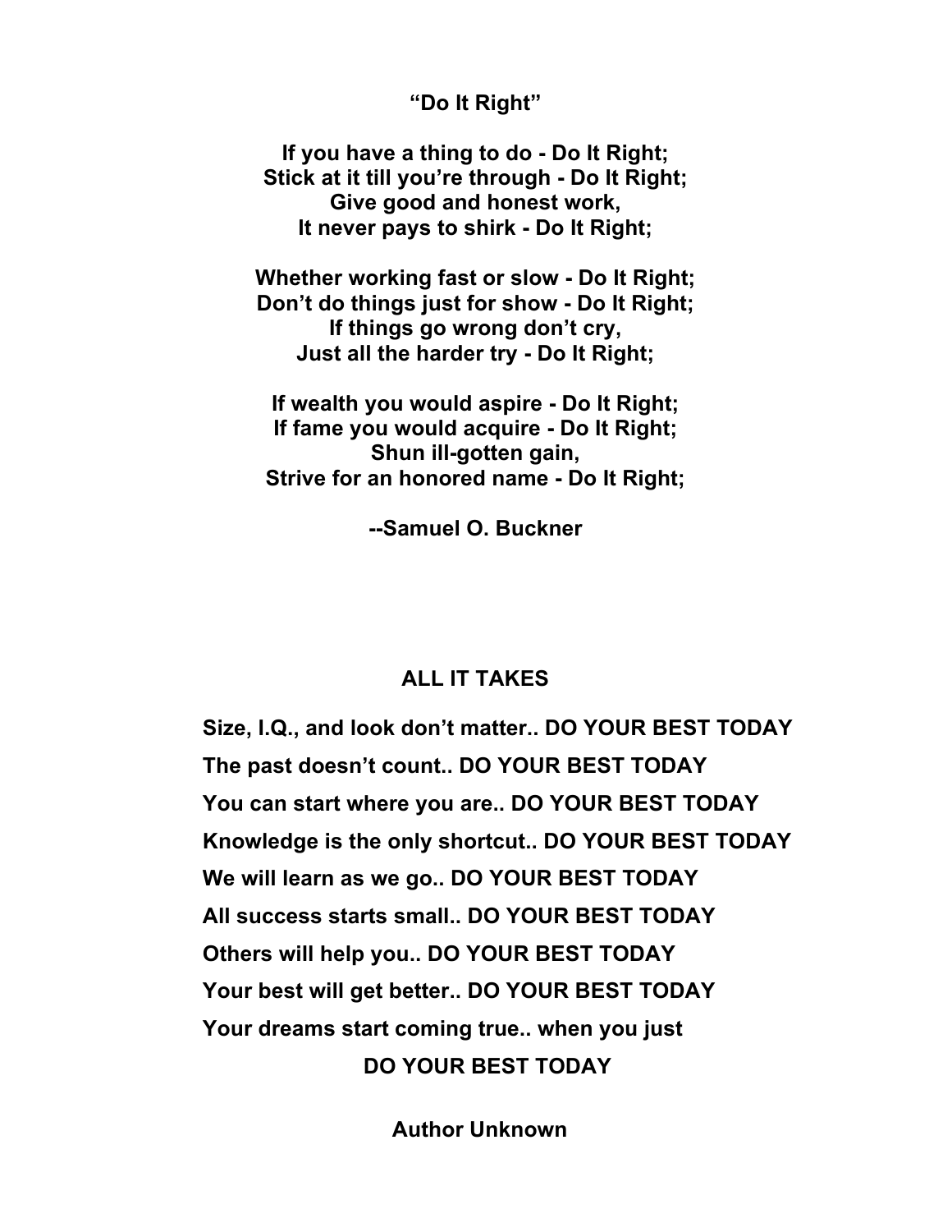## "Do It Right"

**If you have a thing to do - Do It Right;**
**Stick at it till you're through - Do It Right;**
**Give good and honest work,**
**It never pays to shirk - Do It Right;**

**Whether working fast or slow - Do It Right;**
**Don't do things just for show - Do It Right;**
**If things go wrong don't cry,**
**Just all the harder try - Do It Right;**

**If wealth you would aspire - Do It Right;**
**If fame you would acquire - Do It Right;**
**Shun ill-gotten gain,**
**Strive for an honored name - Do It Right;**

**--Samuel O. Buckner**

## ALL IT TAKES

**Size, I.Q., and look don't matter.. DO YOUR BEST TODAY**

**The past doesn't count.. DO YOUR BEST TODAY**

**You can start where you are.. DO YOUR BEST TODAY**

**Knowledge is the only shortcut.. DO YOUR BEST TODAY**

**We will learn as we go.. DO YOUR BEST TODAY**

**All success starts small.. DO YOUR BEST TODAY**

**Others will help you.. DO YOUR BEST TODAY**

**Your best will get better.. DO YOUR BEST TODAY**

**Your dreams start coming true.. when you just**

**DO YOUR BEST TODAY**

**Author Unknown**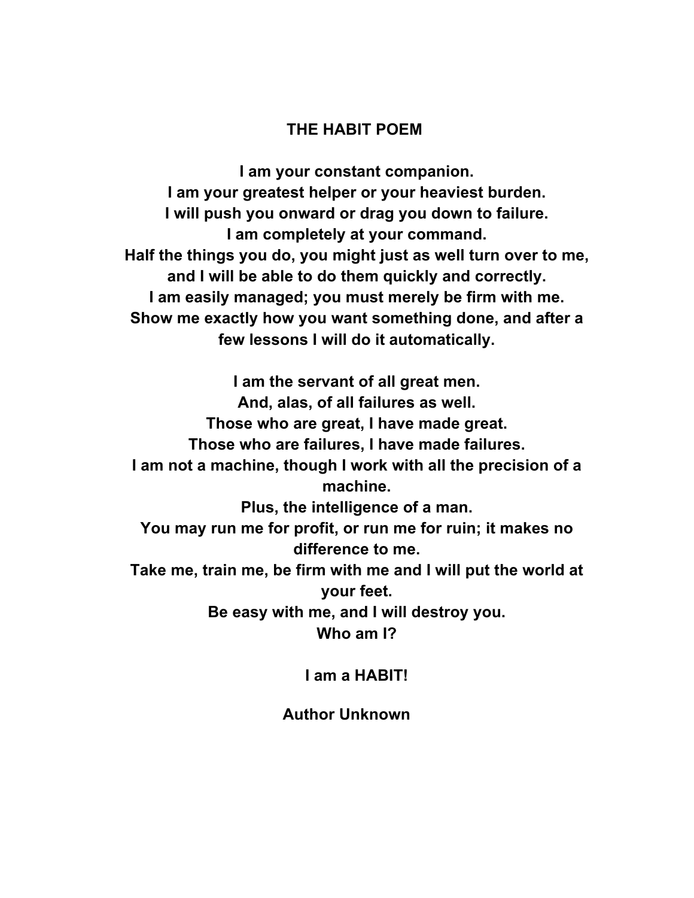# THE HABIT POEM

**I am your constant companion.**
**I am your greatest helper or your heaviest burden.**
**I will push you onward or drag you down to failure.**
**I am completely at your command.**
**Half the things you do, you might just as well turn over to me, and I will be able to do them quickly and correctly.**
**I am easily managed; you must merely be firm with me.**
**Show me exactly how you want something done, and after a few lessons I will do it automatically.**

**I am the servant of all great men.**
**And, alas, of all failures as well.**
**Those who are great, I have made great.**
**Those who are failures, I have made failures.**
**I am not a machine, though I work with all the precision of a machine.**
**Plus, the intelligence of a man.**
**You may run me for profit, or run me for ruin; it makes no difference to me.**
**Take me, train me, be firm with me and I will put the world at your feet.**
**Be easy with me, and I will destroy you.**
**Who am I?**

**I am a HABIT!**

**Author Unknown**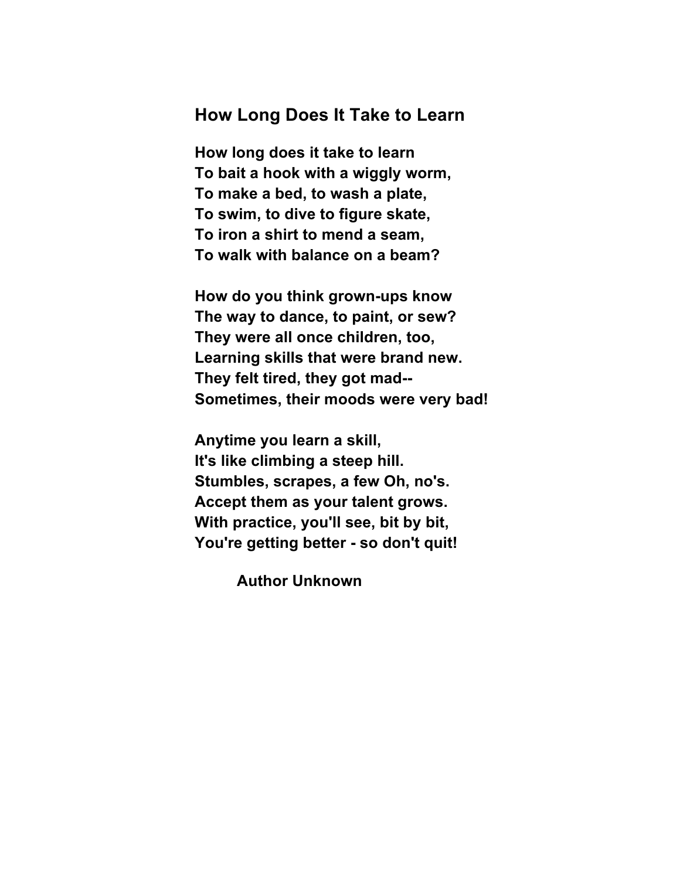## How Long Does It Take to Learn

**How long does it take to learn**
**To bait a hook with a wiggly worm,**
**To make a bed, to wash a plate,**
**To swim, to dive to figure skate,**
**To iron a shirt to mend a seam,**
**To walk with balance on a beam?**

**How do you think grown-ups know**
**The way to dance, to paint, or sew?**
**They were all once children, too,**
**Learning skills that were brand new.**
**They felt tired, they got mad--**
**Sometimes, their moods were very bad!**

**Anytime you learn a skill,**
**It's like climbing a steep hill.**
**Stumbles, scrapes, a few Oh, no's.**
**Accept them as your talent grows.**
**With practice, you'll see, bit by bit,**
**You're getting better - so don't quit!**

**Author Unknown**